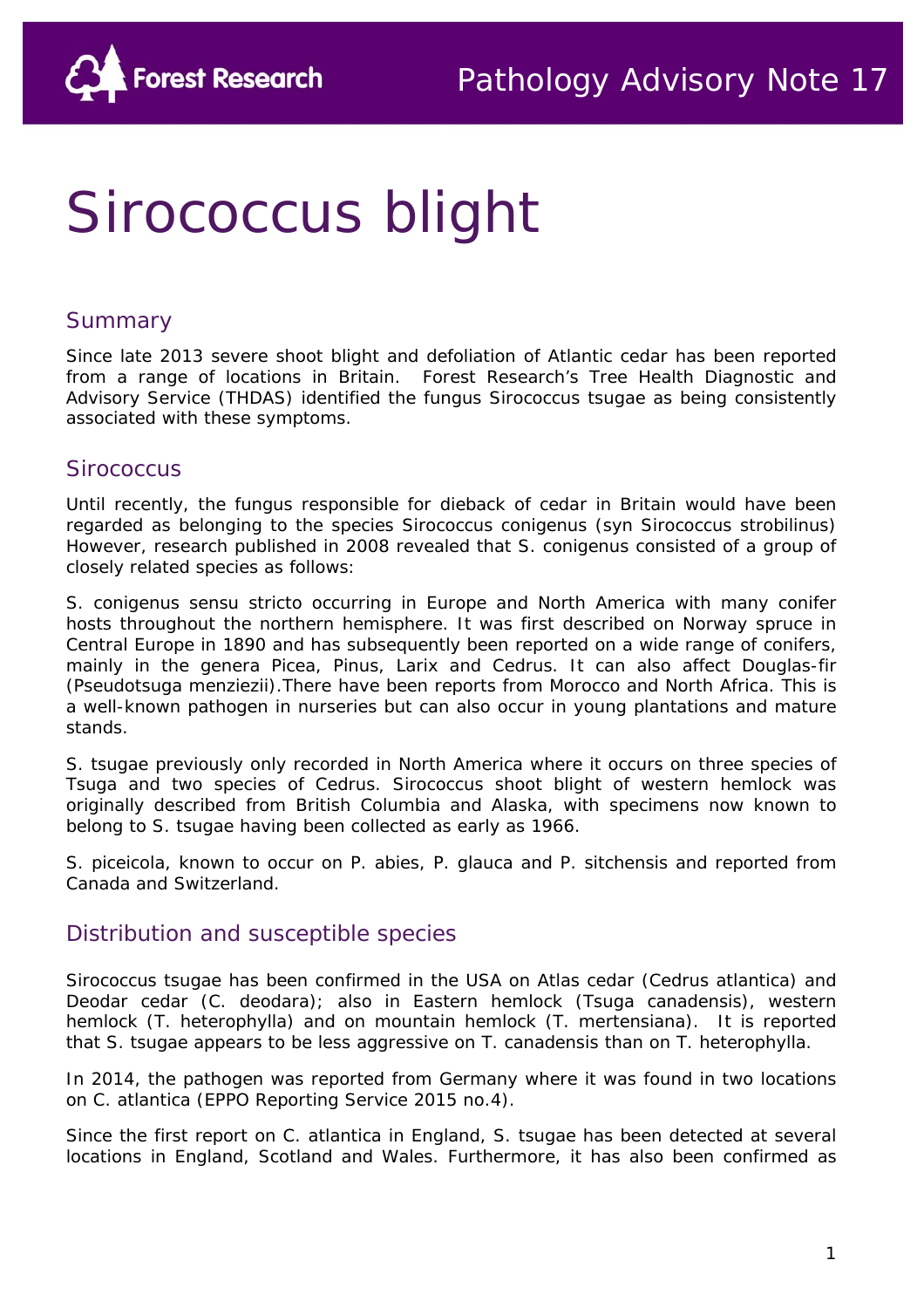Forest Research

Pathology Advisory Note 17

# Sirococcus blight

## Summary

Since late 2013 severe shoot blight and defoliation of Atlantic cedar has been reported from a range of locations in Britain. Forest Research's Tree Health Diagnostic and Advisory Service (THDAS) identified the fungus Sirococcus tsugae as being consistently associated with these symptoms.

## Sirococcus

Until recently, the fungus responsible for dieback of cedar in Britain would have been regarded as belonging to the species Sirococcus conigenus (syn Sirococcus strobilinus) However, research published in 2008 revealed that S. conigenus consisted of a group of closely related species as follows:

S. conigenus sensu stricto occurring in Europe and North America with many conifer hosts throughout the northern hemisphere. It was first described on Norway spruce in Central Europe in 1890 and has subsequently been reported on a wide range of conifers, mainly in the genera Picea, Pinus, Larix and Cedrus. It can also affect Douglas-fir (Pseudotsuga menziezii).There have been reports from Morocco and North Africa. This is a well-known pathogen in nurseries but can also occur in young plantations and mature stands.

S. tsugae previously only recorded in North America where it occurs on three species of Tsuga and two species of Cedrus. Sirococcus shoot blight of western hemlock was originally described from British Columbia and Alaska, with specimens now known to belong to S. tsugae having been collected as early as 1966.

S. piceicola, known to occur on P. abies, P. glauca and P. sitchensis and reported from Canada and Switzerland.

## Distribution and susceptible species

Sirococcus tsugae has been confirmed in the USA on Atlas cedar (Cedrus atlantica) and Deodar cedar (C. deodara); also in Eastern hemlock (Tsuga canadensis), western hemlock (T. heterophylla) and on mountain hemlock (T. mertensiana). It is reported that S. tsugae appears to be less aggressive on T. canadensis than on T. heterophylla.

In 2014, the pathogen was reported from Germany where it was found in two locations on C. atlantica (EPPO Reporting Service 2015 no.4).

Since the first report on C. atlantica in England, S. tsugae has been detected at several locations in England, Scotland and Wales. Furthermore, it has also been confirmed as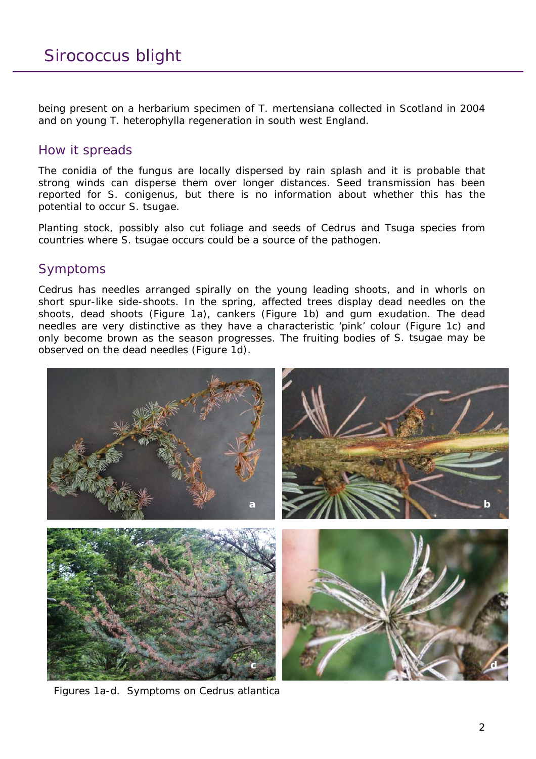being present on a herbarium specimen of T. mertensiana collected in Scotland in 2004 and on young T. heterophylla regeneration in south west England.

## How it spreads

The conidia of the fungus are locally dispersed by rain splash and it is probable that strong winds can disperse them over longer distances. Seed transmission has been reported for S. conigenus, but there is no information about whether this has the potential to occur S. tsugae.

Planting stock, possibly also cut foliage and seeds of Cedrus and Tsuga species from countries where S. tsugae occurs could be a source of the pathogen.

## Symptoms

Cedrus has needles arranged spirally on the young leading shoots, and in whorls on short spur-like side-shoots. In the spring, affected trees display dead needles on the shoots, dead shoots (Figure 1a), cankers (Figure 1b) and gum exudation. The dead needles are very distinctive as they have a characteristic 'pink' colour (Figure 1c) and only become brown as the season progresses. The fruiting bodies of S. tsugae may be observed on the dead needles (Figure 1d).

Figures 1a-d. Symptoms on Cedrus atlantica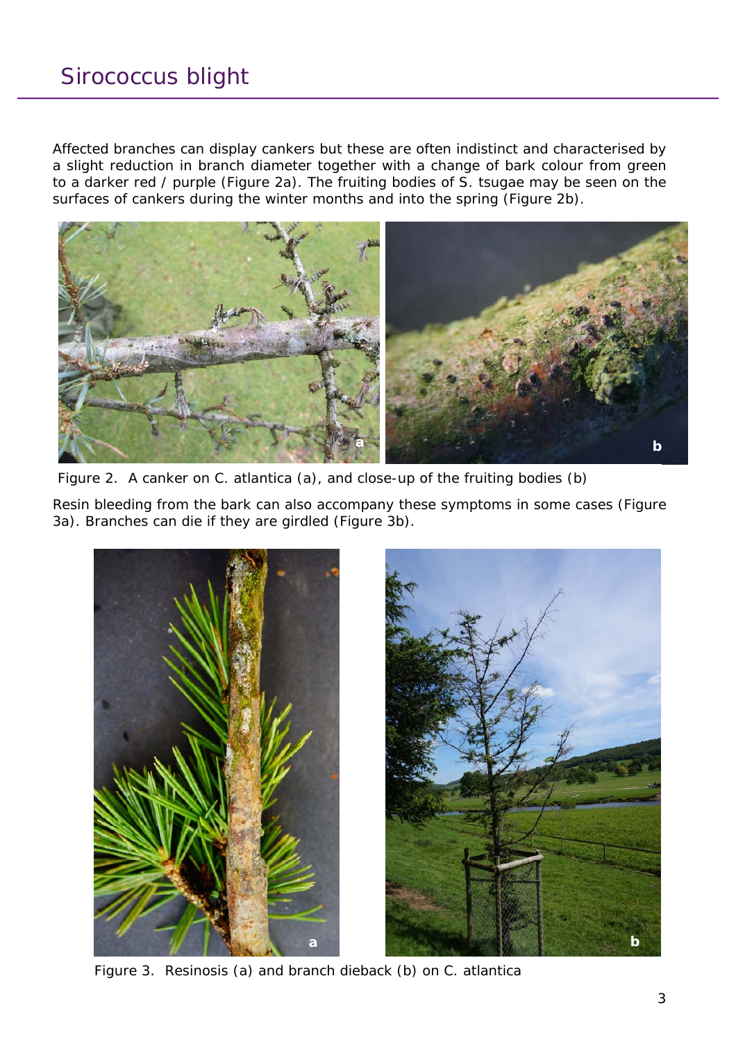# Sirococcus blight

Affected branches can display cankers but these are often indistinct and characterised by a slight reduction in branch diameter together with a change of bark colour from green to a darker red / purple (Figure 2a). The fruiting bodies of S. tsugae may be seen on the surfaces of cankers during the winter months and into the spring (Figure 2b).

Figure 2. A canker on C. atlantica (a), and close-up of the fruiting bodies (b)

Resin bleeding from the bark can also accompany these symptoms in some cases (Figure 3a). Branches can die if they are girdled (Figure 3b).

Figure 3. Resinosis (a) and branch dieback (b) on C. atlantica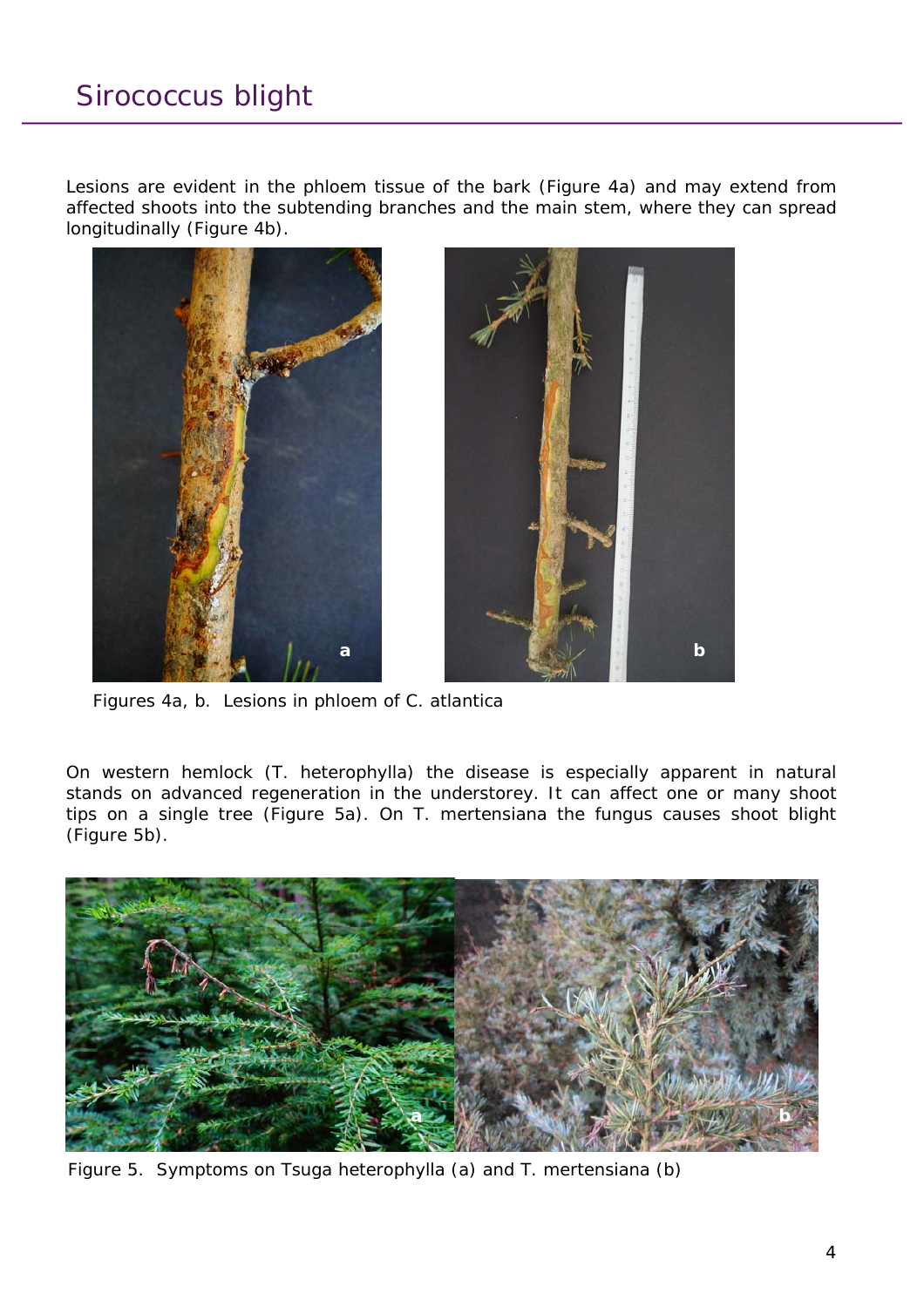# Sirococcus blight

Lesions are evident in the phloem tissue of the bark (Figure 4a) and may extend from affected shoots into the subtending branches and the main stem, where they can spread longitudinally (Figure 4b).

Figures 4a, b. Lesions in phloem of C. atlantica

On western hemlock (T. heterophylla) the disease is especially apparent in natural stands on advanced regeneration in the understorey. It can affect one or many shoot tips on a single tree (Figure 5a). On T. mertensiana the fungus causes shoot blight (Figure 5b).

Figure 5. Symptoms on Tsuga heterophylla (a) and T. mertensiana (b)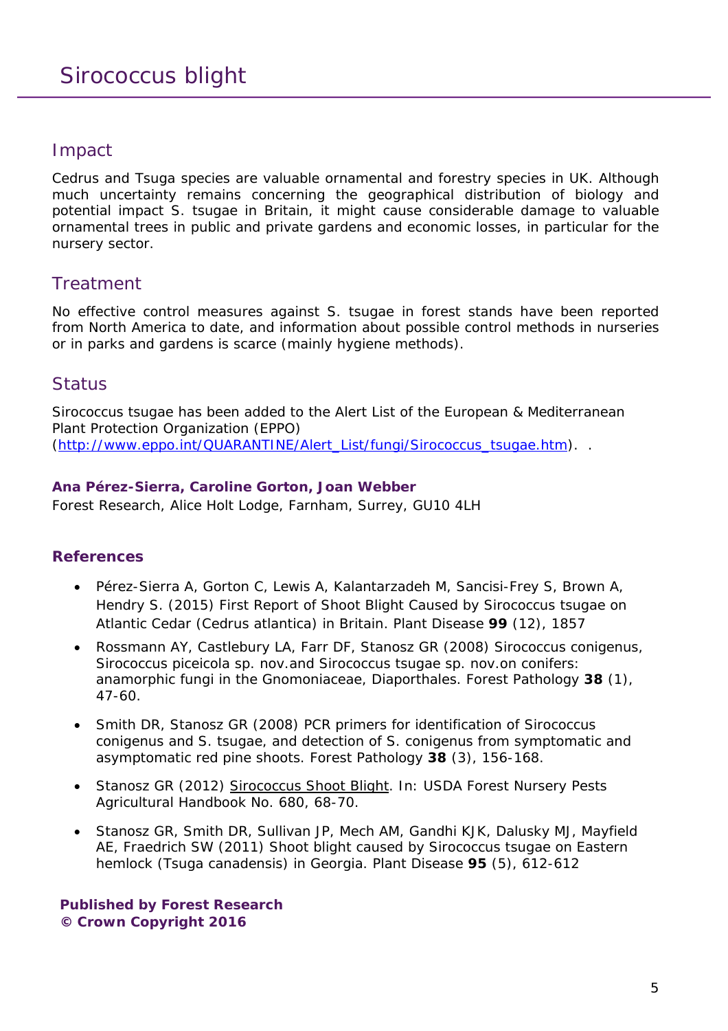# Sirococcus blight

## Impact

Cedrus and Tsuga species are valuable ornamental and forestry species in UK. Although much uncertainty remains concerning the geographical distribution of biology and potential impact S. tsugae in Britain, it might cause considerable damage to valuable ornamental trees in public and private gardens and economic losses, in particular for the nursery sector.

## Treatment

No effective control measures against S. tsugae in forest stands have been reported from North America to date, and information about possible control methods in nurseries or in parks and gardens is scarce (mainly hygiene methods).

## Status

Sirococcus tsugae has been added to the Alert List of the European & Mediterranean Plant Protection Organization (EPPO) ([http://www.eppo.int/QUARANTINE/Alert_List/fungi/Sirococcus_tsugae.htm](http://www.eppo.int/QUARANTINE/Alert_List/fungi/Sirococcus_tsugae.htm)). .

**Ana Pérez-Sierra, Caroline Gorton, Joan Webber**
Forest Research, Alice Holt Lodge, Farnham, Surrey, GU10 4LH

### References

- Pérez-Sierra A, Gorton C, Lewis A, Kalantarzadeh M, Sancisi-Frey S, Brown A, Hendry S. (2015) First Report of Shoot Blight Caused by Sirococcus tsugae on Atlantic Cedar (Cedrus atlantica) in Britain. Plant Disease **99** (12), 1857
- Rossmann AY, Castlebury LA, Farr DF, Stanosz GR (2008) Sirococcus conigenus, Sirococcus piceicola sp. nov.and Sirococcus tsugae sp. nov.on conifers: anamorphic fungi in the Gnomoniaceae, Diaporthales. Forest Pathology **38** (1), 47-60.
- Smith DR, Stanosz GR (2008) PCR primers for identification of Sirococcus conigenus and S. tsugae, and detection of S. conigenus from symptomatic and asymptomatic red pine shoots. Forest Pathology **38** (3), 156-168.
- Stanosz GR (2012) Sirococcus Shoot Blight. In: USDA Forest Nursery Pests Agricultural Handbook No. 680, 68-70.
- Stanosz GR, Smith DR, Sullivan JP, Mech AM, Gandhi KJK, Dalusky MJ, Mayfield AE, Fraedrich SW (2011) Shoot blight caused by Sirococcus tsugae on Eastern hemlock (Tsuga canadensis) in Georgia. Plant Disease **95** (5), 612-612

**Published by Forest Research**
**© Crown Copyright 2016**